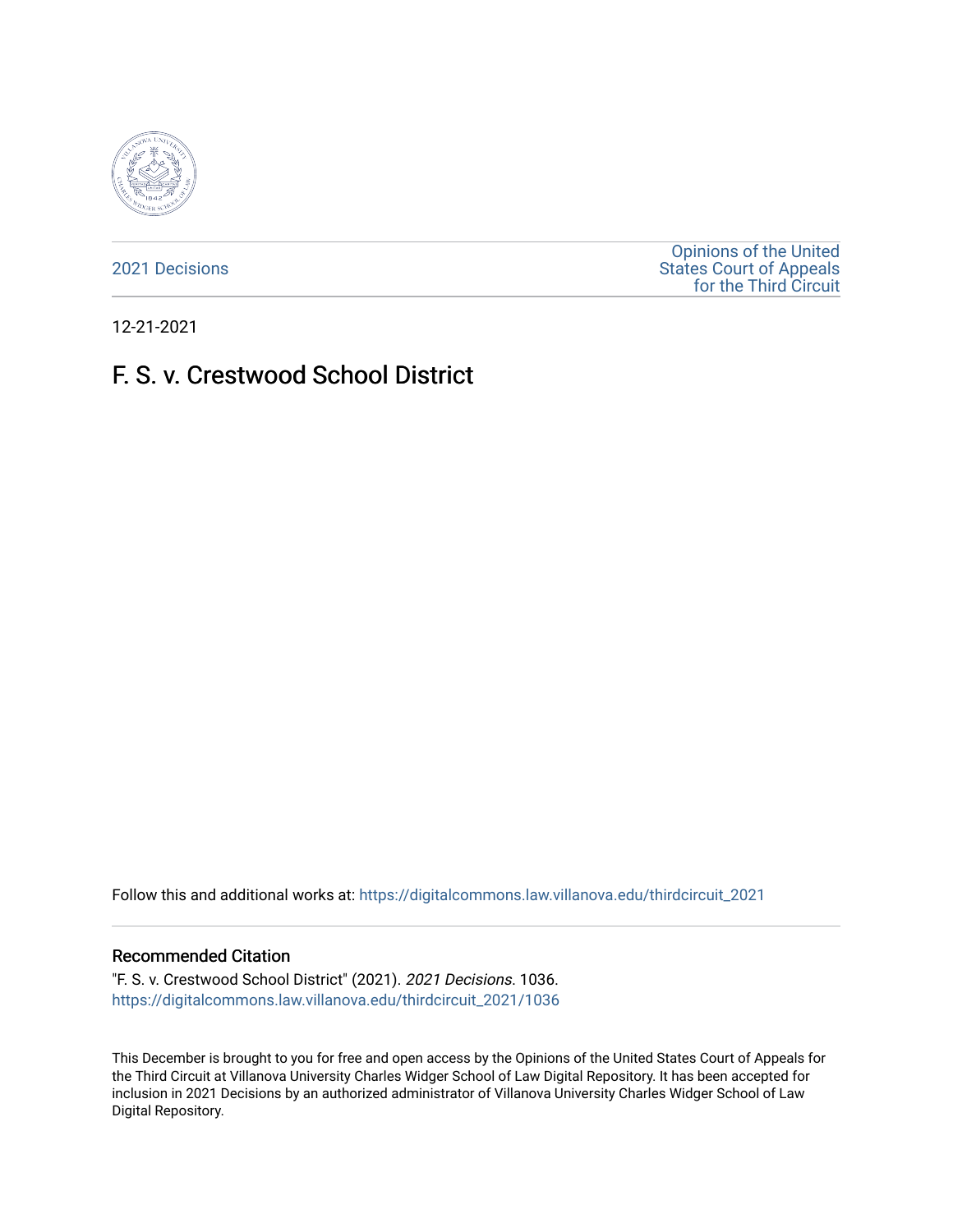2021 Decisions

Opinions of the United States Court of Appeals for the Third Circuit

12-21-2021

# F. S. v. Crestwood School District

Follow this and additional works at: https://digitalcommons.law.villanova.edu/thirdcircuit_2021

## Recommended Citation

"F. S. v. Crestwood School District" (2021). *2021 Decisions*. 1036.
https://digitalcommons.law.villanova.edu/thirdcircuit_2021/1036

This December is brought to you for free and open access by the Opinions of the United States Court of Appeals for the Third Circuit at Villanova University Charles Widger School of Law Digital Repository. It has been accepted for inclusion in 2021 Decisions by an authorized administrator of Villanova University Charles Widger School of Law Digital Repository.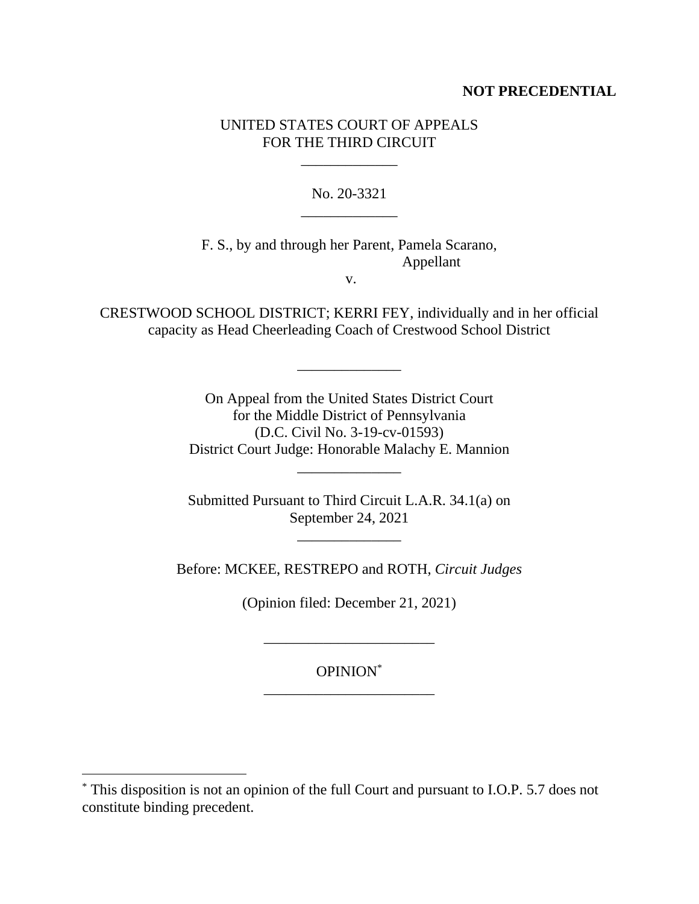**NOT PRECEDENTIAL**

UNITED STATES COURT OF APPEALS
FOR THE THIRD CIRCUIT

\_\_\_\_\_\_\_\_\_\_\_\_\_

No. 20-3321

\_\_\_\_\_\_\_\_\_\_\_\_\_

F. S., by and through her Parent, Pamela Scarano,
Appellant

v.

CRESTWOOD SCHOOL DISTRICT; KERRI FEY, individually and in her official capacity as Head Cheerleading Coach of Crestwood School District

\_\_\_\_\_\_\_\_\_\_\_\_\_\_

On Appeal from the United States District Court
for the Middle District of Pennsylvania
(D.C. Civil No. 3-19-cv-01593)
District Court Judge: Honorable Malachy E. Mannion

\_\_\_\_\_\_\_\_\_\_\_\_\_\_

Submitted Pursuant to Third Circuit L.A.R. 34.1(a) on
September 24, 2021

\_\_\_\_\_\_\_\_\_\_\_\_\_\_

Before: MCKEE, RESTREPO and ROTH, *Circuit Judges*

(Opinion filed: December 21, 2021)

\_\_\_\_\_\_\_\_\_\_\_\_\_\_\_\_\_\_\_\_\_\_\_

OPINION*

\_\_\_\_\_\_\_\_\_\_\_\_\_\_\_\_\_\_\_\_\_\_\_

* This disposition is not an opinion of the full Court and pursuant to I.O.P. 5.7 does not constitute binding precedent.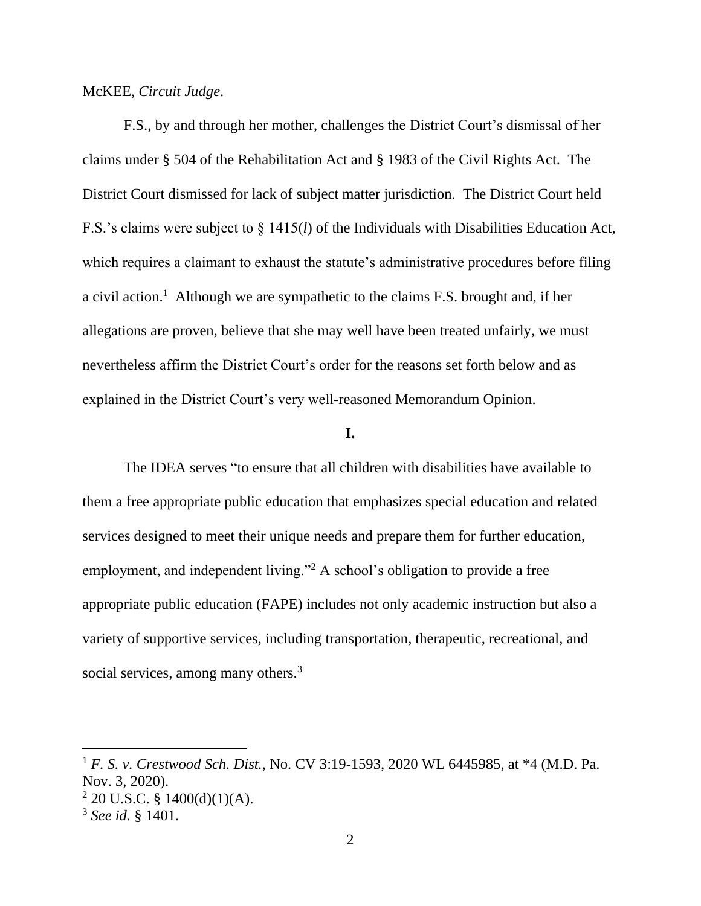McKEE, *Circuit Judge*.

F.S., by and through her mother, challenges the District Court's dismissal of her claims under § 504 of the Rehabilitation Act and § 1983 of the Civil Rights Act. The District Court dismissed for lack of subject matter jurisdiction. The District Court held F.S.'s claims were subject to § 1415(*l*) of the Individuals with Disabilities Education Act, which requires a claimant to exhaust the statute's administrative procedures before filing a civil action.[1] Although we are sympathetic to the claims F.S. brought and, if her allegations are proven, believe that she may well have been treated unfairly, we must nevertheless affirm the District Court's order for the reasons set forth below and as explained in the District Court's very well-reasoned Memorandum Opinion.

**I.**

The IDEA serves "to ensure that all children with disabilities have available to them a free appropriate public education that emphasizes special education and related services designed to meet their unique needs and prepare them for further education, employment, and independent living."[2] A school's obligation to provide a free appropriate public education (FAPE) includes not only academic instruction but also a variety of supportive services, including transportation, therapeutic, recreational, and social services, among many others.[3]

---

[1] *F. S. v. Crestwood Sch. Dist.*, No. CV 3:19-1593, 2020 WL 6445985, at *4 (M.D. Pa. Nov. 3, 2020).

[2] 20 U.S.C. § 1400(d)(1)(A).

[3] *See id.* § 1401.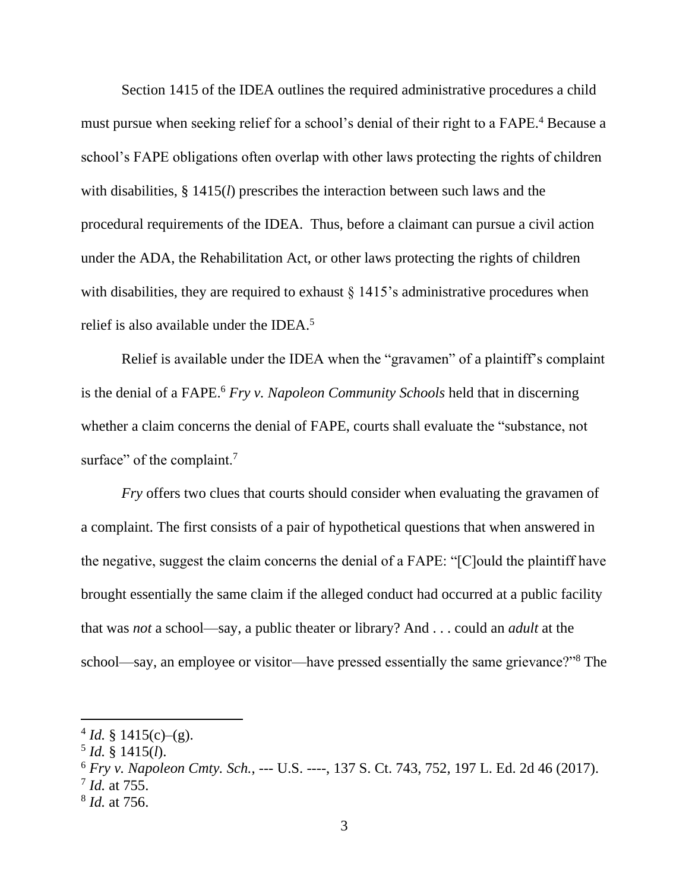Section 1415 of the IDEA outlines the required administrative procedures a child must pursue when seeking relief for a school's denial of their right to a FAPE.[4] Because a school's FAPE obligations often overlap with other laws protecting the rights of children with disabilities, § 1415(*l*) prescribes the interaction between such laws and the procedural requirements of the IDEA. Thus, before a claimant can pursue a civil action under the ADA, the Rehabilitation Act, or other laws protecting the rights of children with disabilities, they are required to exhaust § 1415's administrative procedures when relief is also available under the IDEA.[5]

Relief is available under the IDEA when the "gravamen" of a plaintiff's complaint is the denial of a FAPE.[6] *Fry v. Napoleon Community Schools* held that in discerning whether a claim concerns the denial of FAPE, courts shall evaluate the "substance, not surface" of the complaint.[7]

*Fry* offers two clues that courts should consider when evaluating the gravamen of a complaint. The first consists of a pair of hypothetical questions that when answered in the negative, suggest the claim concerns the denial of a FAPE: "[C]ould the plaintiff have brought essentially the same claim if the alleged conduct had occurred at a public facility that was *not* a school—say, a public theater or library? And . . . could an *adult* at the school—say, an employee or visitor—have pressed essentially the same grievance?"[8] The

---

[4] *Id.* § 1415(c)–(g).

[5] *Id.* § 1415(*l*).

[6] *Fry v. Napoleon Cmty. Sch.*, --- U.S. ----, 137 S. Ct. 743, 752, 197 L. Ed. 2d 46 (2017).

[7] *Id.* at 755.

[8] *Id.* at 756.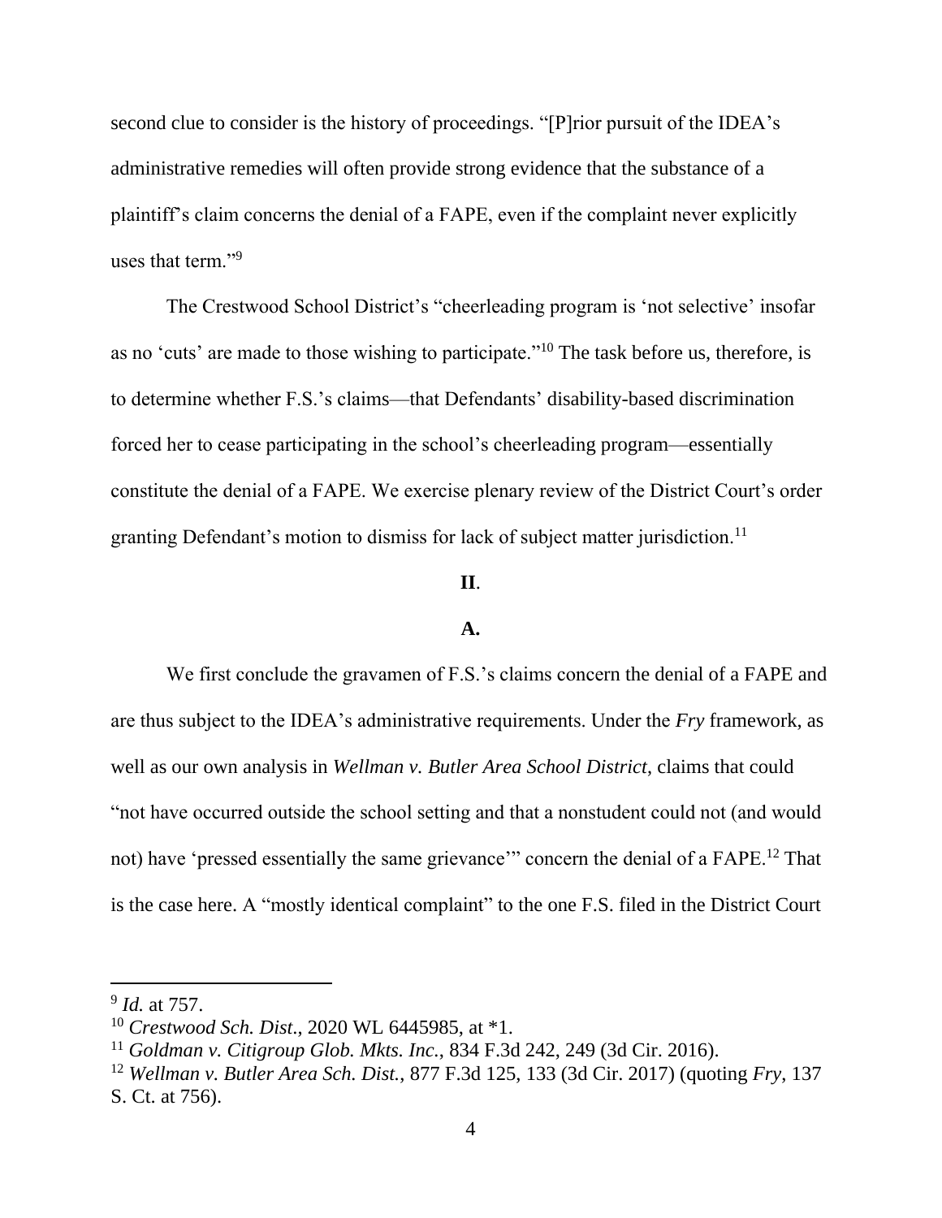second clue to consider is the history of proceedings. "[P]rior pursuit of the IDEA's administrative remedies will often provide strong evidence that the substance of a plaintiff's claim concerns the denial of a FAPE, even if the complaint never explicitly uses that term."[9]

The Crestwood School District's "cheerleading program is 'not selective' insofar as no 'cuts' are made to those wishing to participate."[10] The task before us, therefore, is to determine whether F.S.'s claims—that Defendants' disability-based discrimination forced her to cease participating in the school's cheerleading program—essentially constitute the denial of a FAPE. We exercise plenary review of the District Court's order granting Defendant's motion to dismiss for lack of subject matter jurisdiction.[11]

## II.

### A.

We first conclude the gravamen of F.S.'s claims concern the denial of a FAPE and are thus subject to the IDEA's administrative requirements. Under the *Fry* framework, as well as our own analysis in *Wellman v. Butler Area School District,* claims that could "not have occurred outside the school setting and that a nonstudent could not (and would not) have 'pressed essentially the same grievance'" concern the denial of a FAPE.[12] That is the case here. A "mostly identical complaint" to the one F.S. filed in the District Court

---

[9] *Id.* at 757.

[10] *Crestwood Sch. Dist*., 2020 WL 6445985, at *1.

[11] *Goldman v. Citigroup Glob. Mkts. Inc.*, 834 F.3d 242, 249 (3d Cir. 2016).

[12] *Wellman v. Butler Area Sch. Dist.*, 877 F.3d 125, 133 (3d Cir. 2017) (quoting *Fry*, 137 S. Ct. at 756).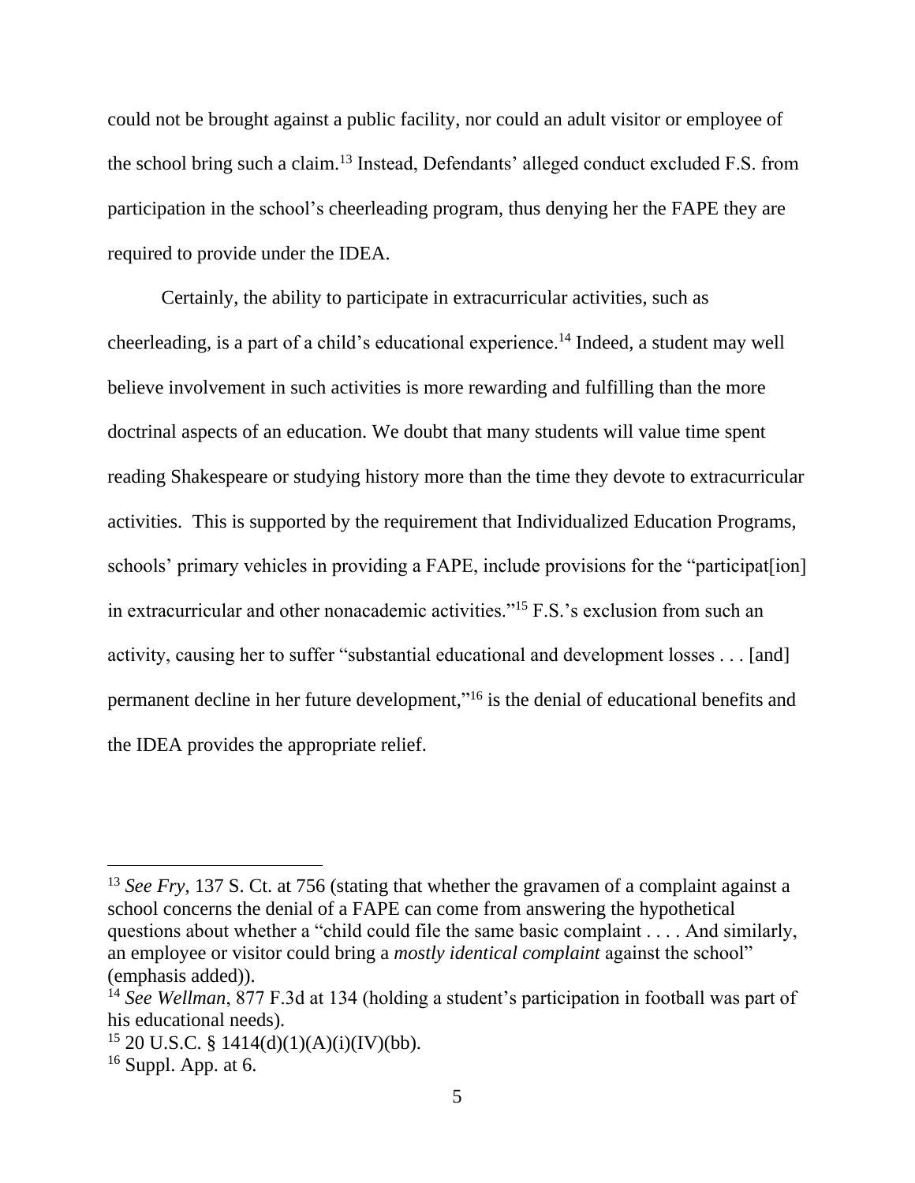could not be brought against a public facility, nor could an adult visitor or employee of the school bring such a claim.[13] Instead, Defendants' alleged conduct excluded F.S. from participation in the school's cheerleading program, thus denying her the FAPE they are required to provide under the IDEA.

Certainly, the ability to participate in extracurricular activities, such as cheerleading, is a part of a child's educational experience.[14] Indeed, a student may well believe involvement in such activities is more rewarding and fulfilling than the more doctrinal aspects of an education. We doubt that many students will value time spent reading Shakespeare or studying history more than the time they devote to extracurricular activities. This is supported by the requirement that Individualized Education Programs, schools' primary vehicles in providing a FAPE, include provisions for the "participat[ion] in extracurricular and other nonacademic activities."[15] F.S.'s exclusion from such an activity, causing her to suffer "substantial educational and development losses . . . [and] permanent decline in her future development,"[16] is the denial of educational benefits and the IDEA provides the appropriate relief.

---

[13] *See Fry*, 137 S. Ct. at 756 (stating that whether the gravamen of a complaint against a school concerns the denial of a FAPE can come from answering the hypothetical questions about whether a "child could file the same basic complaint . . . . And similarly, an employee or visitor could bring a *mostly identical complaint* against the school" (emphasis added)).

[14] *See Wellman*, 877 F.3d at 134 (holding a student's participation in football was part of his educational needs).

[15] 20 U.S.C. § 1414(d)(1)(A)(i)(IV)(bb).

[16] Suppl. App. at 6.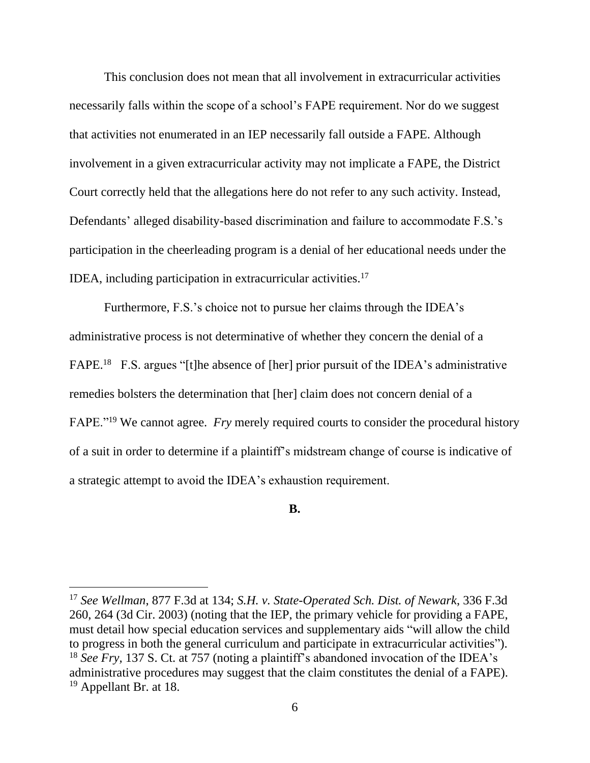This conclusion does not mean that all involvement in extracurricular activities necessarily falls within the scope of a school's FAPE requirement. Nor do we suggest that activities not enumerated in an IEP necessarily fall outside a FAPE. Although involvement in a given extracurricular activity may not implicate a FAPE, the District Court correctly held that the allegations here do not refer to any such activity. Instead, Defendants' alleged disability-based discrimination and failure to accommodate F.S.'s participation in the cheerleading program is a denial of her educational needs under the IDEA, including participation in extracurricular activities.[17]

Furthermore, F.S.'s choice not to pursue her claims through the IDEA's administrative process is not determinative of whether they concern the denial of a FAPE.[18] F.S. argues "[t]he absence of [her] prior pursuit of the IDEA's administrative remedies bolsters the determination that [her] claim does not concern denial of a FAPE."[19] We cannot agree. *Fry* merely required courts to consider the procedural history of a suit in order to determine if a plaintiff's midstream change of course is indicative of a strategic attempt to avoid the IDEA's exhaustion requirement.

**B.**

---

[17] *See Wellman*, 877 F.3d at 134; *S.H. v. State-Operated Sch. Dist. of Newark*, 336 F.3d 260, 264 (3d Cir. 2003) (noting that the IEP, the primary vehicle for providing a FAPE, must detail how special education services and supplementary aids "will allow the child to progress in both the general curriculum and participate in extracurricular activities").

[18] *See Fry*, 137 S. Ct. at 757 (noting a plaintiff's abandoned invocation of the IDEA's administrative procedures may suggest that the claim constitutes the denial of a FAPE).

[19] Appellant Br. at 18.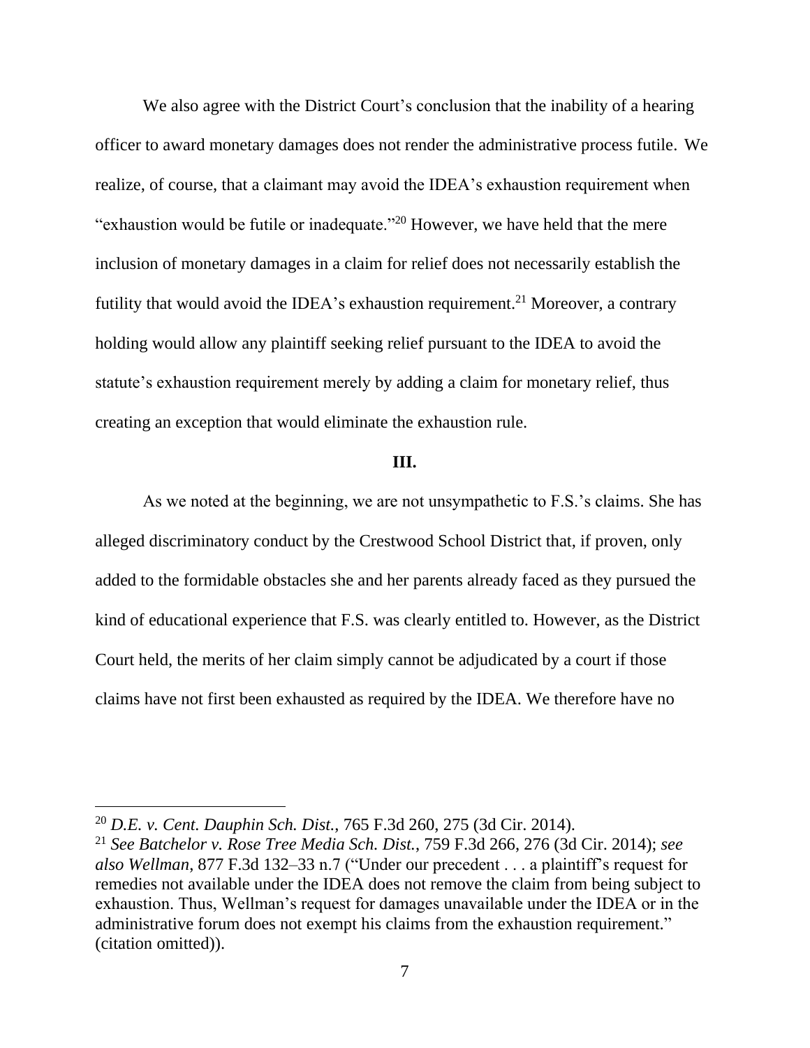We also agree with the District Court's conclusion that the inability of a hearing officer to award monetary damages does not render the administrative process futile. We realize, of course, that a claimant may avoid the IDEA's exhaustion requirement when "exhaustion would be futile or inadequate."[20] However, we have held that the mere inclusion of monetary damages in a claim for relief does not necessarily establish the futility that would avoid the IDEA's exhaustion requirement.[21] Moreover, a contrary holding would allow any plaintiff seeking relief pursuant to the IDEA to avoid the statute's exhaustion requirement merely by adding a claim for monetary relief, thus creating an exception that would eliminate the exhaustion rule.

## III.

As we noted at the beginning, we are not unsympathetic to F.S.'s claims. She has alleged discriminatory conduct by the Crestwood School District that, if proven, only added to the formidable obstacles she and her parents already faced as they pursued the kind of educational experience that F.S. was clearly entitled to. However, as the District Court held, the merits of her claim simply cannot be adjudicated by a court if those claims have not first been exhausted as required by the IDEA. We therefore have no

---

[20] *D.E. v. Cent. Dauphin Sch. Dist.*, 765 F.3d 260, 275 (3d Cir. 2014).

[21] *See Batchelor v. Rose Tree Media Sch. Dist.*, 759 F.3d 266, 276 (3d Cir. 2014); *see also Wellman*, 877 F.3d 132–33 n.7 ("Under our precedent . . . a plaintiff's request for remedies not available under the IDEA does not remove the claim from being subject to exhaustion. Thus, Wellman's request for damages unavailable under the IDEA or in the administrative forum does not exempt his claims from the exhaustion requirement." (citation omitted)).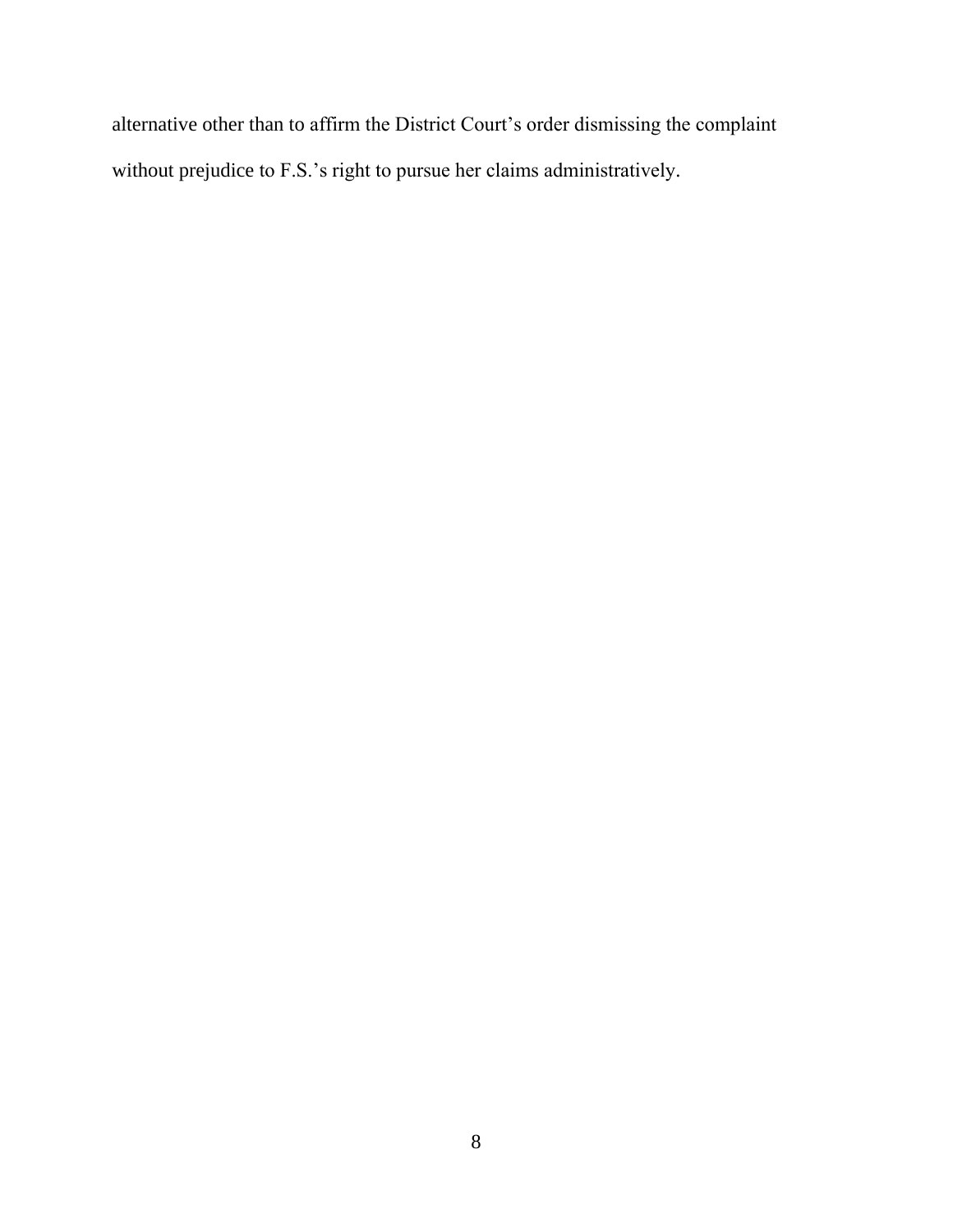alternative other than to affirm the District Court's order dismissing the complaint without prejudice to F.S.'s right to pursue her claims administratively.